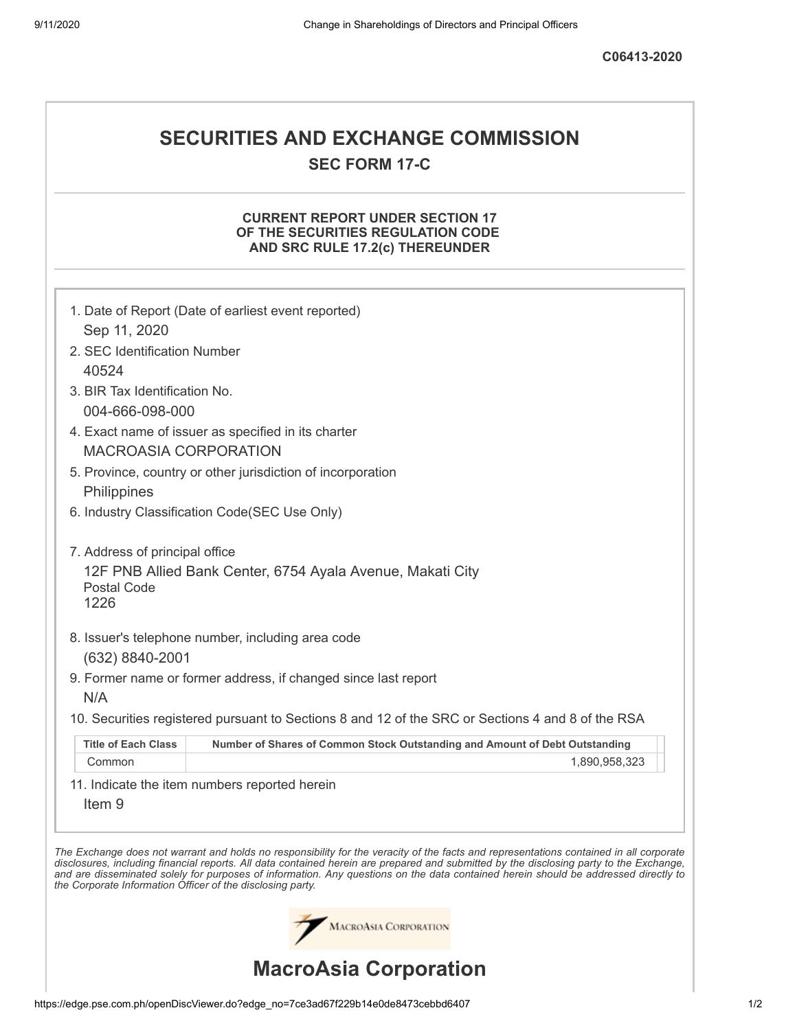C06413-2020

# SECURITIES AND EXCHANGE COMMISSION

## SEC FORM 17-C

### CURRENT REPORT UNDER SECTION 17 OF THE SECURITIES REGULATION CODE AND SRC RULE 17.2(c) THEREUNDER

1. Date of Report (Date of earliest event reported)
   Sep 11, 2020
2. SEC Identification Number
   40524
3. BIR Tax Identification No.
   004-666-098-000
4. Exact name of issuer as specified in its charter
   MACROASIA CORPORATION
5. Province, country or other jurisdiction of incorporation
   Philippines
6. Industry Classification Code(SEC Use Only)

7. Address of principal office
   12F PNB Allied Bank Center, 6754 Ayala Avenue, Makati City
   Postal Code
   1226
8. Issuer's telephone number, including area code
   (632) 8840-2001
9. Former name or former address, if changed since last report
   N/A
10. Securities registered pursuant to Sections 8 and 12 of the SRC or Sections 4 and 8 of the RSA

| Title of Each Class | Number of Shares of Common Stock Outstanding and Amount of Debt Outstanding |
| --- | --- |
| Common | 1,890,958,323 |

11. Indicate the item numbers reported herein
    Item 9

*The Exchange does not warrant and holds no responsibility for the veracity of the facts and representations contained in all corporate disclosures, including financial reports. All data contained herein are prepared and submitted by the disclosing party to the Exchange, and are disseminated solely for purposes of information. Any questions on the data contained herein should be addressed directly to the Corporate Information Officer of the disclosing party.*

# MacroAsia Corporation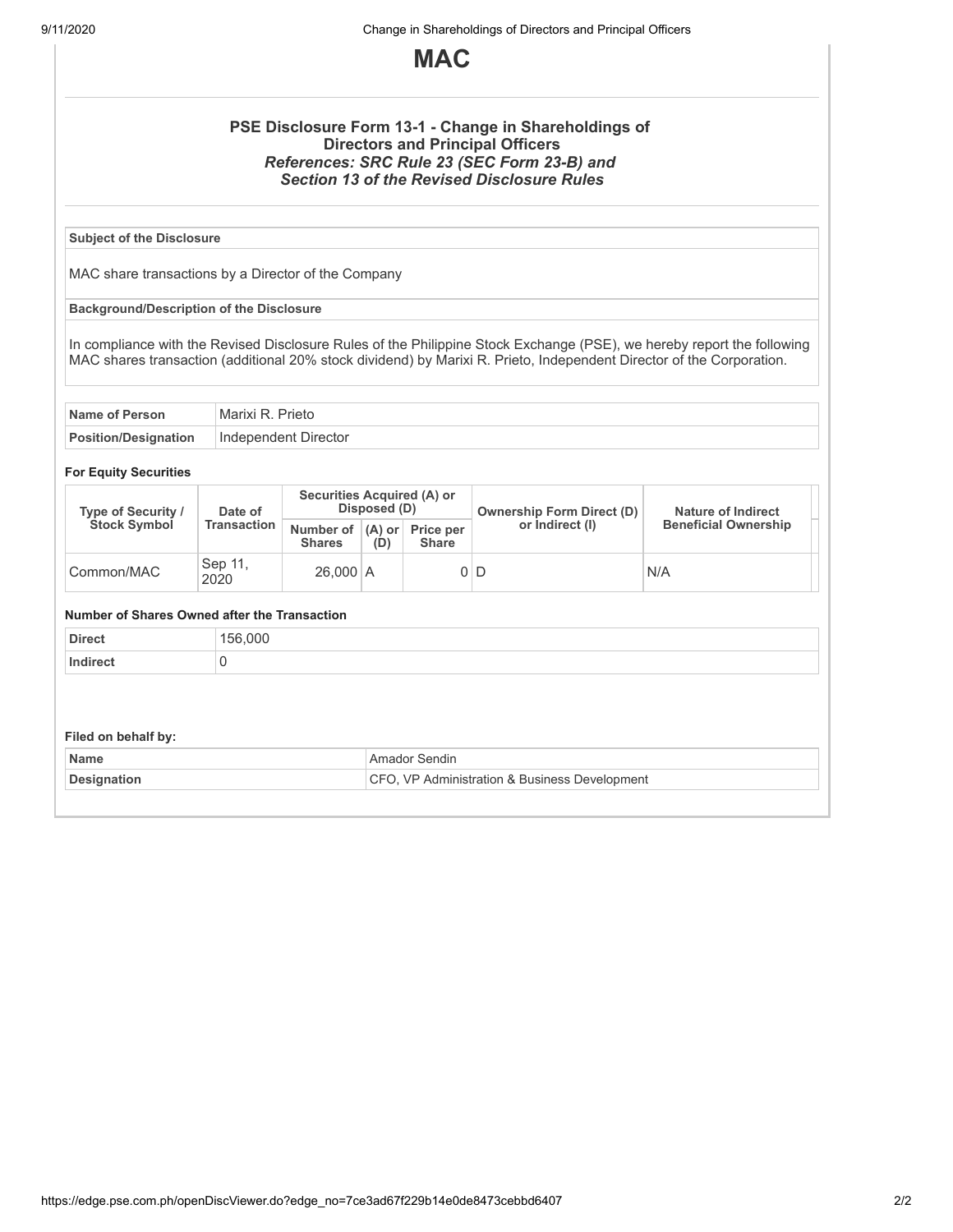# MAC

### PSE Disclosure Form 13-1 - Change in Shareholdings of Directors and Principal Officers
***References: SRC Rule 23 (SEC Form 23-B) and Section 13 of the Revised Disclosure Rules***

| Subject of the Disclosure |
|---|
| MAC share transactions by a Director of the Company |

| Background/Description of the Disclosure |
|---|
| In compliance with the Revised Disclosure Rules of the Philippine Stock Exchange (PSE), we hereby report the following MAC shares transaction (additional 20% stock dividend) by Marixi R. Prieto, Independent Director of the Corporation. |

| | |
|---|---|
| **Name of Person** | Marixi R. Prieto |
| **Position/Designation** | Independent Director |

**For Equity Securities**

| Type of Security / Stock Symbol | Date of Transaction | Securities Acquired (A) or Disposed (D) | | | Ownership Form Direct (D) or Indirect (I) | Nature of Indirect Beneficial Ownership |
|---|---|---|---|---|---|---|
| | | Number of Shares | (A) or (D) | Price per Share | | |
| Common/MAC | Sep 11, 2020 | 26,000 | A | 0 | D | N/A |

**Number of Shares Owned after the Transaction**

| | |
|---|---|
| **Direct** | 156,000 |
| **Indirect** | 0 |

**Filed on behalf by:**

| | |
|---|---|
| **Name** | Amador Sendin |
| **Designation** | CFO, VP Administration & Business Development |